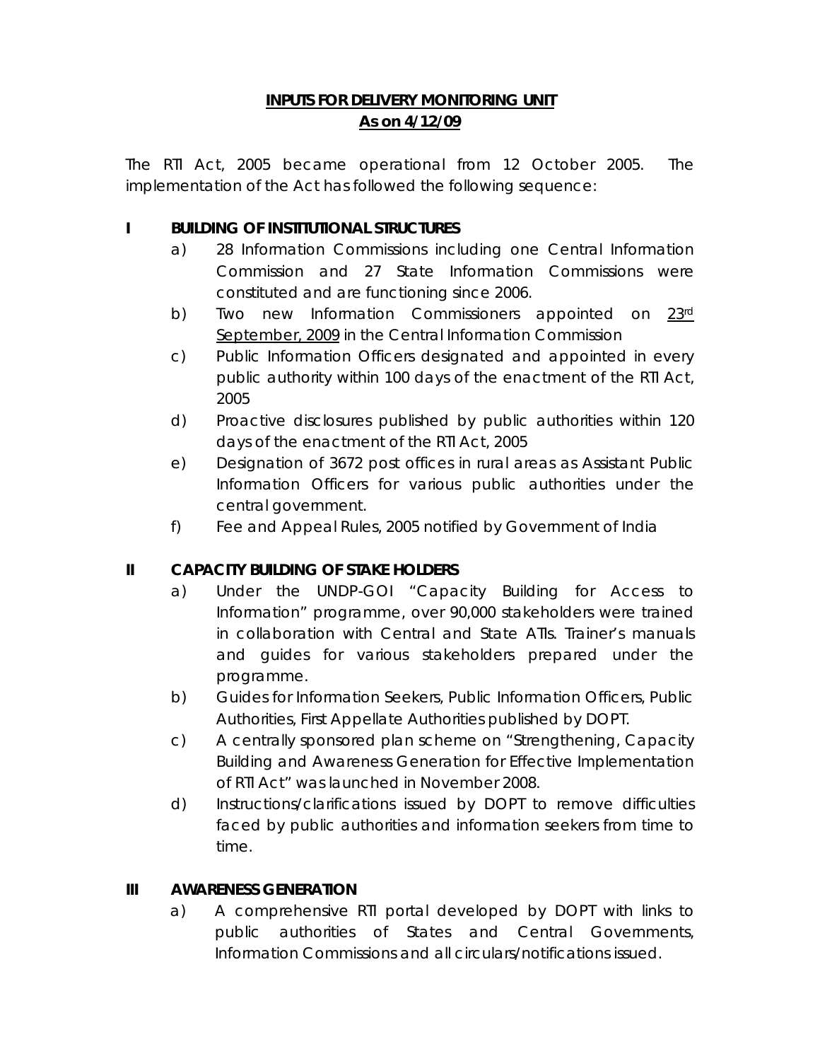# INPUTS FOR DELIVERY MONITORING UNIT
## As on 4/12/09

The RTI Act, 2005 became operational from 12 October 2005. The implementation of the Act has followed the following sequence:

### I BUILDING OF INSTITUTIONAL STRUCTURES

a) 28 Information Commissions including one Central Information Commission and 27 State Information Commissions were constituted and are functioning since 2006.

b) Two new Information Commissioners appointed on 23rd September, 2009 in the Central Information Commission

c) Public Information Officers designated and appointed in every public authority within 100 days of the enactment of the RTI Act, 2005

d) Proactive disclosures published by public authorities within 120 days of the enactment of the RTI Act, 2005

e) Designation of 3672 post offices in rural areas as Assistant Public Information Officers for various public authorities under the central government.

f) Fee and Appeal Rules, 2005 notified by Government of India

### II CAPACITY BUILDING OF STAKE HOLDERS

a) Under the UNDP-GOI "Capacity Building for Access to Information" programme, over 90,000 stakeholders were trained in collaboration with Central and State ATIs. Trainer's manuals and guides for various stakeholders prepared under the programme.

b) Guides for Information Seekers, Public Information Officers, Public Authorities, First Appellate Authorities published by DOPT.

c) A centrally sponsored plan scheme on "Strengthening, Capacity Building and Awareness Generation for Effective Implementation of RTI Act" was launched in November 2008.

d) Instructions/clarifications issued by DOPT to remove difficulties faced by public authorities and information seekers from time to time.

### III AWARENESS GENERATION

a) A comprehensive RTI portal developed by DOPT with links to public authorities of States and Central Governments, Information Commissions and all circulars/notifications issued.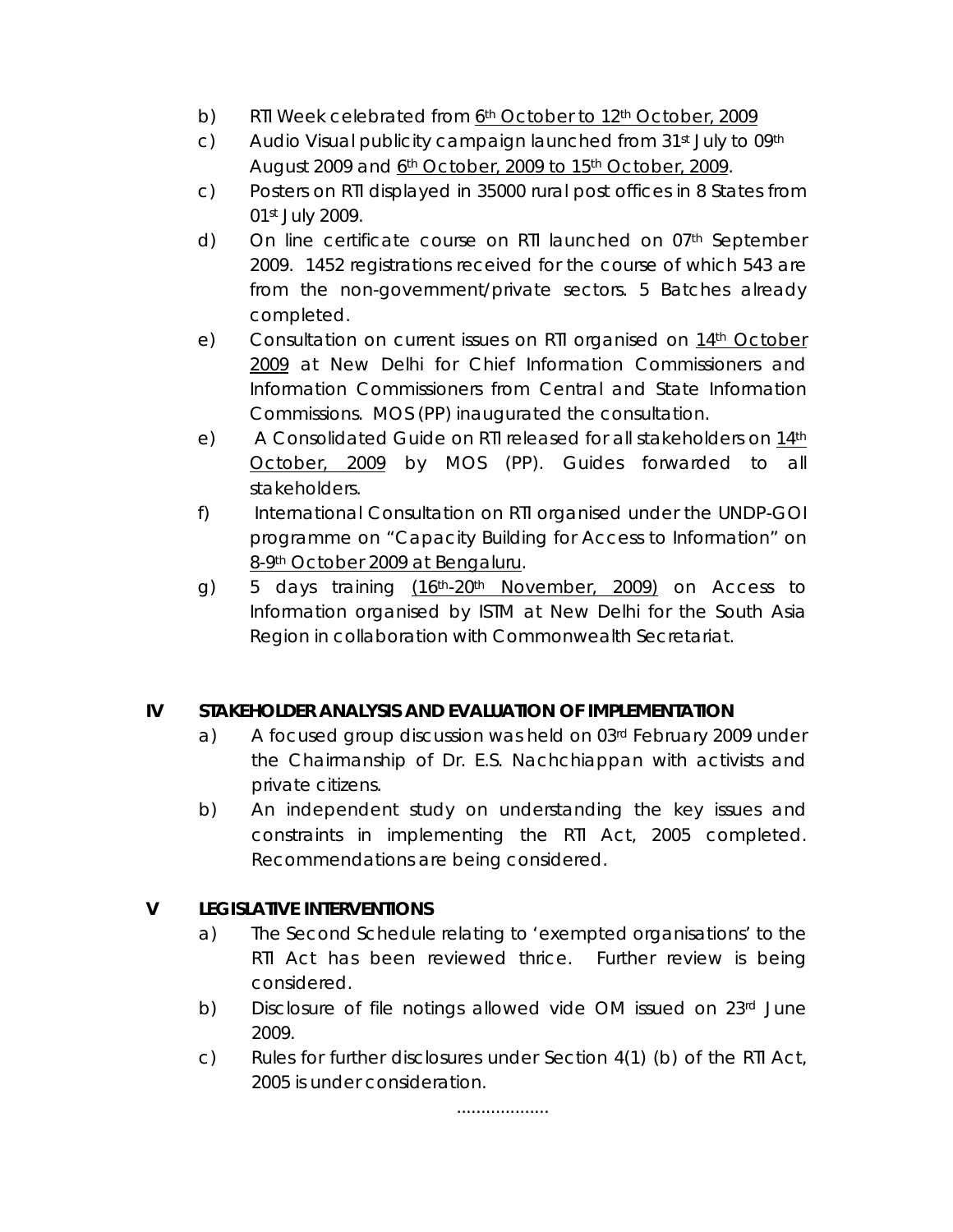b) RTI Week celebrated from 6th October to 12th October, 2009

c) Audio Visual publicity campaign launched from 31st July to 09th August 2009 and 6th October, 2009 to 15th October, 2009.

c) Posters on RTI displayed in 35000 rural post offices in 8 States from 01st July 2009.

d) On line certificate course on RTI launched on 07th September 2009. 1452 registrations received for the course of which 543 are from the non-government/private sectors. 5 Batches already completed.

e) Consultation on current issues on RTI organised on 14th October 2009 at New Delhi for Chief Information Commissioners and Information Commissioners from Central and State Information Commissions. MOS (PP) inaugurated the consultation.

e) A Consolidated Guide on RTI released for all stakeholders on 14th October, 2009 by MOS (PP). Guides forwarded to all stakeholders.

f) International Consultation on RTI organised under the UNDP-GOI programme on "Capacity Building for Access to Information" on 8-9th October 2009 at Bengaluru.

g) 5 days training (16th-20th November, 2009) on Access to Information organised by ISTM at New Delhi for the South Asia Region in collaboration with Commonwealth Secretariat.

## IV STAKEHOLDER ANALYSIS AND EVALUATION OF IMPLEMENTATION

a) A focused group discussion was held on 03rd February 2009 under the Chairmanship of Dr. E.S. Nachchiappan with activists and private citizens.

b) An independent study on understanding the key issues and constraints in implementing the RTI Act, 2005 completed. Recommendations are being considered.

## V LEGISLATIVE INTERVENTIONS

a) The Second Schedule relating to 'exempted organisations' to the RTI Act has been reviewed thrice. Further review is being considered.

b) Disclosure of file notings allowed vide OM issued on 23rd June 2009.

c) Rules for further disclosures under Section 4(1) (b) of the RTI Act, 2005 is under consideration.

...................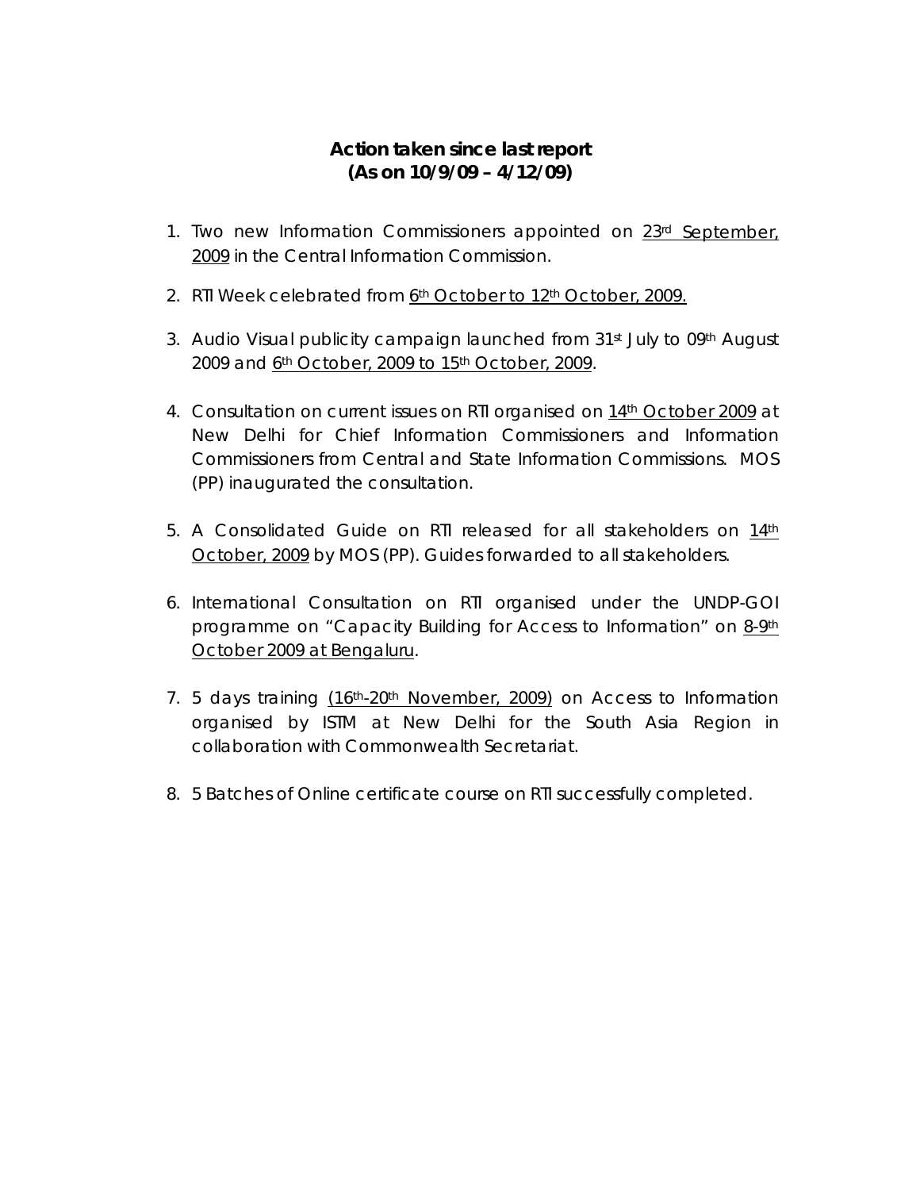**Action taken since last report**
**(As on 10/9/09 – 4/12/09)**

1. Two new Information Commissioners appointed on 23rd September, 2009 in the Central Information Commission.

2. RTI Week celebrated from 6th October to 12th October, 2009.

3. Audio Visual publicity campaign launched from 31st July to 09th August 2009 and 6th October, 2009 to 15th October, 2009.

4. Consultation on current issues on RTI organised on 14th October 2009 at New Delhi for Chief Information Commissioners and Information Commissioners from Central and State Information Commissions. MOS (PP) inaugurated the consultation.

5. A Consolidated Guide on RTI released for all stakeholders on 14th October, 2009 by MOS (PP). Guides forwarded to all stakeholders.

6. International Consultation on RTI organised under the UNDP-GOI programme on "Capacity Building for Access to Information" on 8-9th October 2009 at Bengaluru.

7. 5 days training (16th-20th November, 2009) on Access to Information organised by ISTM at New Delhi for the South Asia Region in collaboration with Commonwealth Secretariat.

8. 5 Batches of Online certificate course on RTI successfully completed.